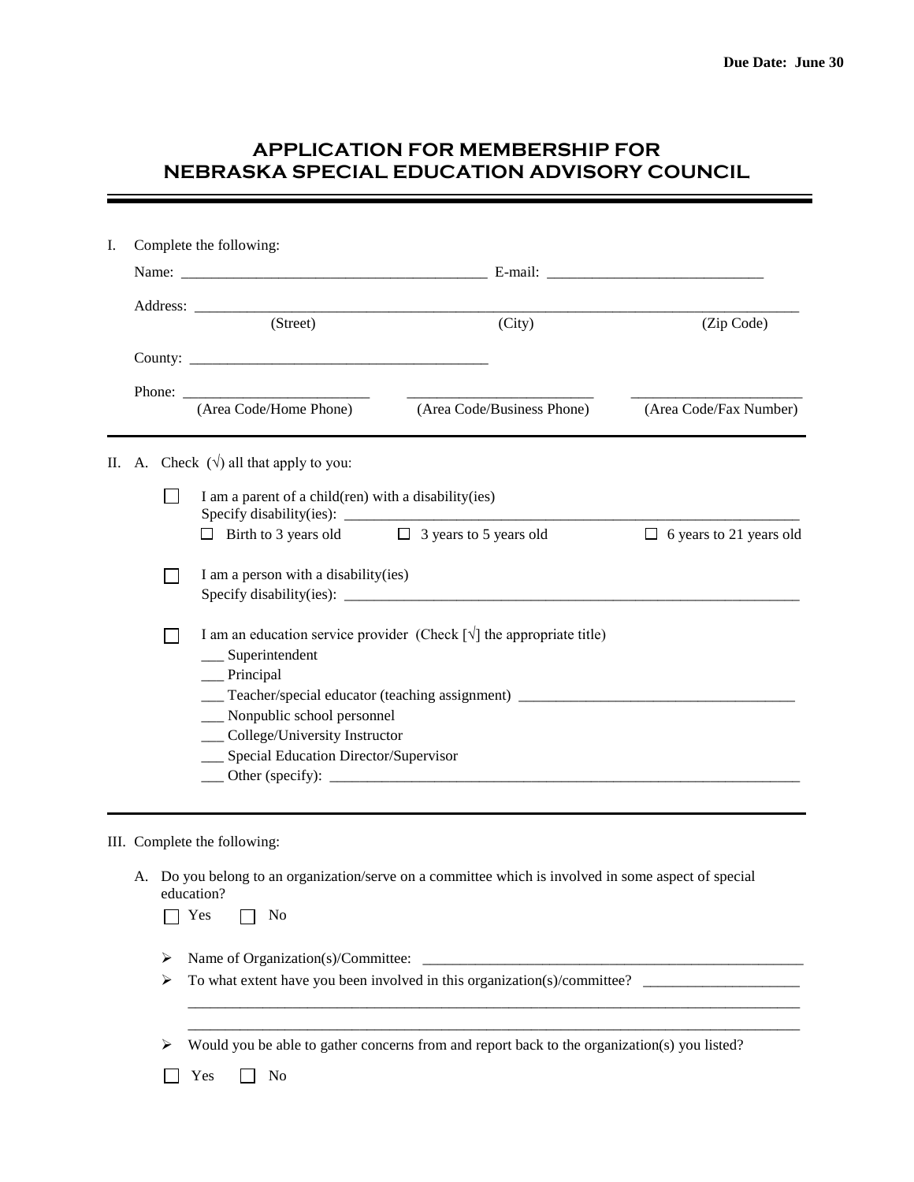**Due Date: June 30**

# APPLICATION FOR MEMBERSHIP FOR NEBRASKA SPECIAL EDUCATION ADVISORY COUNCIL

---

I. Complete the following:

Name: ________________________________________ E-mail: _____________________________

Address: ______________________________________________________________________________
(Street) (City) (Zip Code)

County: ________________________________________

Phone: ________________________ ________________________ ______________________
(Area Code/Home Phone) (Area Code/Business Phone) (Area Code/Fax Number)

---

II. A. Check (√) all that apply to you:

☐ I am a parent of a child(ren) with a disability(ies)
Specify disability(ies): ______________________________________________________________
☐ Birth to 3 years old ☐ 3 years to 5 years old ☐ 6 years to 21 years old

☐ I am a person with a disability(ies)
Specify disability(ies): ______________________________________________________________

☐ I am an education service provider (Check [√] the appropriate title)
___ Superintendent
___ Principal
___ Teacher/special educator (teaching assignment) ____________________________________
___ Nonpublic school personnel
___ College/University Instructor
___ Special Education Director/Supervisor
___ Other (specify): _________________________________________________________________

---

III. Complete the following:

A. Do you belong to an organization/serve on a committee which is involved in some aspect of special education?

☐ Yes ☐ No

- Name of Organization(s)/Committee: ____________________________________________________
- To what extent have you been involved in this organization(s)/committee? ____________________
  ________________________________________________________________________________
  ________________________________________________________________________________
- Would you be able to gather concerns from and report back to the organization(s) you listed?

☐ Yes ☐ No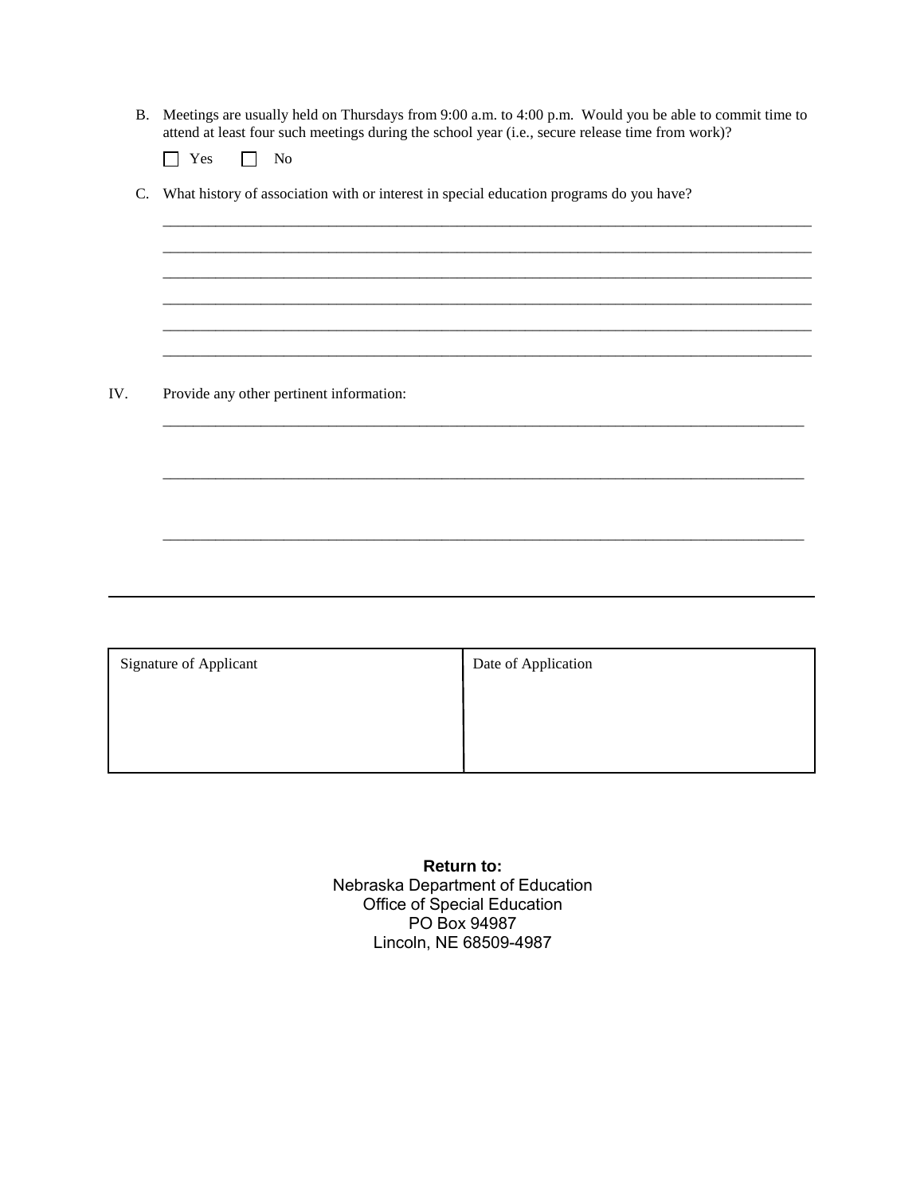B. Meetings are usually held on Thursdays from 9:00 a.m. to 4:00 p.m. Would you be able to commit time to attend at least four such meetings during the school year (i.e., secure release time from work)?

☐ Yes ☐ No

C. What history of association with or interest in special education programs do you have?

______________________________________________________________________________

______________________________________________________________________________

______________________________________________________________________________

______________________________________________________________________________

______________________________________________________________________________

______________________________________________________________________________

IV. Provide any other pertinent information:

______________________________________________________________________________

______________________________________________________________________________

______________________________________________________________________________

---

| Signature of Applicant | Date of Application |
| --- | --- |
| | |

**Return to:**
Nebraska Department of Education
Office of Special Education
PO Box 94987
Lincoln, NE 68509-4987